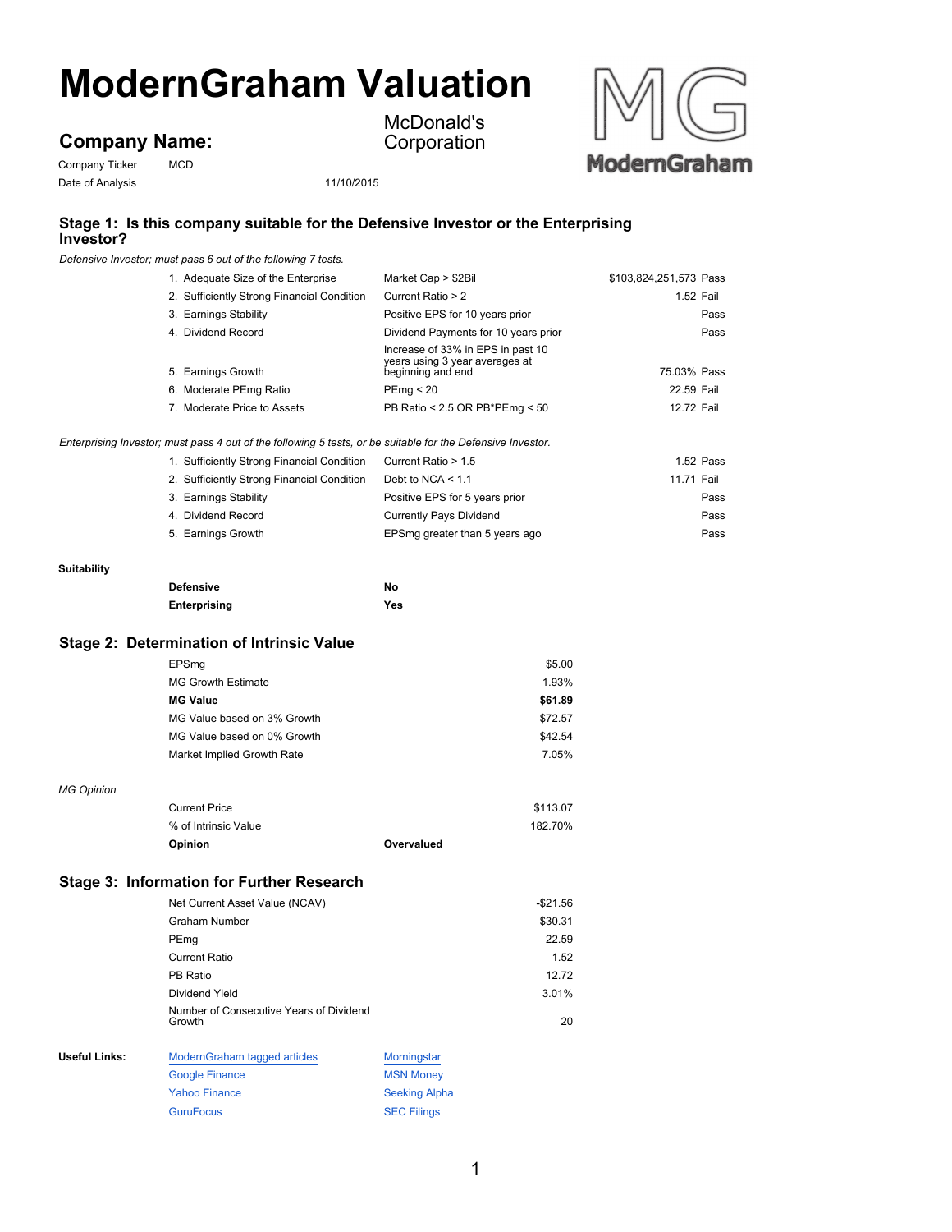# ModernGraham Valuation

## Company Name: McDonald's Corporation

Company Ticker MCD

Date of Analysis 11/10/2015

### Stage 1: Is this company suitable for the Defensive Investor or the Enterprising Investor?

*Defensive Investor; must pass 6 out of the following 7 tests.*

| Test | Criterion | Value | Result |
|---|---|---|---|
| 1. Adequate Size of the Enterprise | Market Cap > $2Bil | $103,824,251,573 | Pass |
| 2. Sufficiently Strong Financial Condition | Current Ratio > 2 | 1.52 | Fail |
| 3. Earnings Stability | Positive EPS for 10 years prior | | Pass |
| 4. Dividend Record | Dividend Payments for 10 years prior | | Pass |
| 5. Earnings Growth | Increase of 33% in EPS in past 10 years using 3 year averages at beginning and end | 75.03% | Pass |
| 6. Moderate PEmg Ratio | PEmg < 20 | 22.59 | Fail |
| 7. Moderate Price to Assets | PB Ratio < 2.5 OR PB*PEmg < 50 | 12.72 | Fail |

*Enterprising Investor; must pass 4 out of the following 5 tests, or be suitable for the Defensive Investor.*

| Test | Criterion | Value | Result |
|---|---|---|---|
| 1. Sufficiently Strong Financial Condition | Current Ratio > 1.5 | 1.52 | Pass |
| 2. Sufficiently Strong Financial Condition | Debt to NCA < 1.1 | 11.71 | Fail |
| 3. Earnings Stability | Positive EPS for 5 years prior | | Pass |
| 4. Dividend Record | Currently Pays Dividend | | Pass |
| 5. Earnings Growth | EPSmg greater than 5 years ago | | Pass |

**Suitability**

| | |
|---|---|
| **Defensive** | **No** |
| **Enterprising** | **Yes** |

### Stage 2: Determination of Intrinsic Value

| | |
|---|---|
| EPSmg | $5.00 |
| MG Growth Estimate | 1.93% |
| **MG Value** | **$61.89** |
| MG Value based on 3% Growth | $72.57 |
| MG Value based on 0% Growth | $42.54 |
| Market Implied Growth Rate | 7.05% |

*MG Opinion*

| | |
|---|---|
| Current Price | $113.07 |
| % of Intrinsic Value | 182.70% |
| **Opinion** | **Overvalued** |

### Stage 3: Information for Further Research

| | |
|---|---|
| Net Current Asset Value (NCAV) | -$21.56 |
| Graham Number | $30.31 |
| PEmg | 22.59 |
| Current Ratio | 1.52 |
| PB Ratio | 12.72 |
| Dividend Yield | 3.01% |
| Number of Consecutive Years of Dividend Growth | 20 |

**Useful Links:**

- ModernGraham tagged articles
- Morningstar
- Google Finance
- MSN Money
- Yahoo Finance
- Seeking Alpha
- GuruFocus
- SEC Filings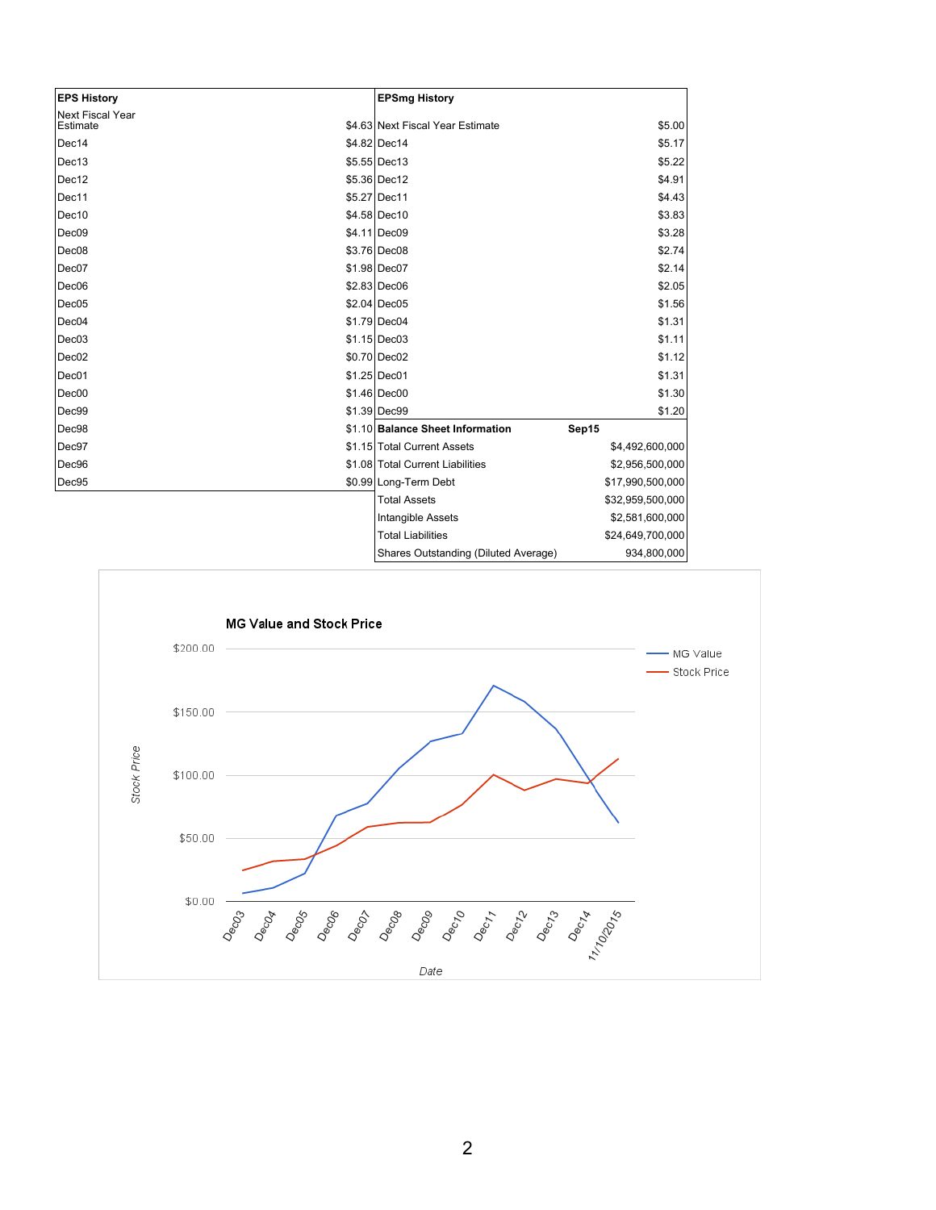| EPS History | | EPSmg History | |
|---|---|---|---|
| Next Fiscal Year Estimate | $4.63 | Next Fiscal Year Estimate | $5.00 |
| Dec14 | $4.82 | Dec14 | $5.17 |
| Dec13 | $5.55 | Dec13 | $5.22 |
| Dec12 | $5.36 | Dec12 | $4.91 |
| Dec11 | $5.27 | Dec11 | $4.43 |
| Dec10 | $4.58 | Dec10 | $3.83 |
| Dec09 | $4.11 | Dec09 | $3.28 |
| Dec08 | $3.76 | Dec08 | $2.74 |
| Dec07 | $1.98 | Dec07 | $2.14 |
| Dec06 | $2.83 | Dec06 | $2.05 |
| Dec05 | $2.04 | Dec05 | $1.56 |
| Dec04 | $1.79 | Dec04 | $1.31 |
| Dec03 | $1.15 | Dec03 | $1.11 |
| Dec02 | $0.70 | Dec02 | $1.12 |
| Dec01 | $1.25 | Dec01 | $1.31 |
| Dec00 | $1.46 | Dec00 | $1.30 |
| Dec99 | $1.39 | Dec99 | $1.20 |
| Dec98 | $1.10 | | |
| Dec97 | $1.15 | | |
| Dec96 | $1.08 | | |
| Dec95 | $0.99 | | |

| Balance Sheet Information | Sep15 |
|---|---|
| Total Current Assets | $4,492,600,000 |
| Total Current Liabilities | $2,956,500,000 |
| Long-Term Debt | $17,990,500,000 |
| Total Assets | $32,959,500,000 |
| Intangible Assets | $2,581,600,000 |
| Total Liabilities | $24,649,700,000 |
| Shares Outstanding (Diluted Average) | 934,800,000 |

**MG Value and Stock Price**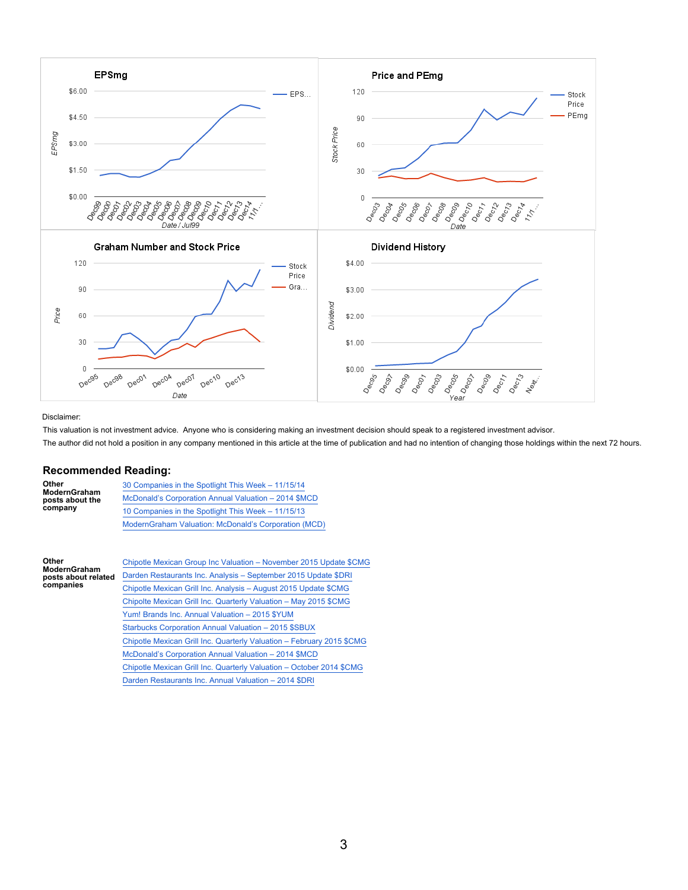EPSmg

$6.00
$4.50
$3.00
$1.50
$0.00

EPSmg

EPS...

Dec99 Dec00 Dec01 Dec02 Dec03 Dec04 Dec05 Dec06 Dec07 Dec08 Dec09 Dec10 Dec11 Dec12 Dec13 Dec14 11/1...

Date / Jul99

Price and PEmg

120
90
60
30
0

Stock Price

Stock Price
PEmg

Dec03 Dec04 Dec05 Dec06 Dec07 Dec08 Dec09 Dec10 Dec11 Dec12 Dec13 Dec14 11/1...

Date

Graham Number and Stock Price

120
90
60
30
0

Price

Stock Price
Gra...

Dec95 Dec98 Dec01 Dec04 Dec07 Dec10 Dec13

Date

Dividend History

$4.00
$3.00
$2.00
$1.00
$0.00

Dividend

Dec95 Dec97 Dec99 Dec01 Dec03 Dec05 Dec07 Dec09 Dec11 Dec13 Next...

Year

Disclaimer:

This valuation is not investment advice. Anyone who is considering making an investment decision should speak to a registered investment advisor.

The author did not hold a position in any company mentioned in this article at the time of publication and had no intention of changing those holdings within the next 72 hours.

## Recommended Reading:

**Other ModernGraham posts about the company**

- 30 Companies in the Spotlight This Week – 11/15/14
- McDonald's Corporation Annual Valuation – 2014 $MCD
- 10 Companies in the Spotlight This Week – 11/15/13
- ModernGraham Valuation: McDonald's Corporation (MCD)

**Other ModernGraham posts about related companies**

- Chipotle Mexican Group Inc Valuation – November 2015 Update $CMG
- Darden Restaurants Inc. Analysis – September 2015 Update $DRI
- Chipotle Mexican Grill Inc. Analysis – August 2015 Update $CMG
- Chipotle Mexican Grill Inc. Quarterly Valuation – May 2015 $CMG
- Yum! Brands Inc. Annual Valuation – 2015 $YUM
- Starbucks Corporation Annual Valuation – 2015 $SBUX
- Chipotle Mexican Grill Inc. Quarterly Valuation – February 2015 $CMG
- McDonald's Corporation Annual Valuation – 2014 $MCD
- Chipotle Mexican Grill Inc. Quarterly Valuation – October 2014 $CMG
- Darden Restaurants Inc. Annual Valuation – 2014 $DRI